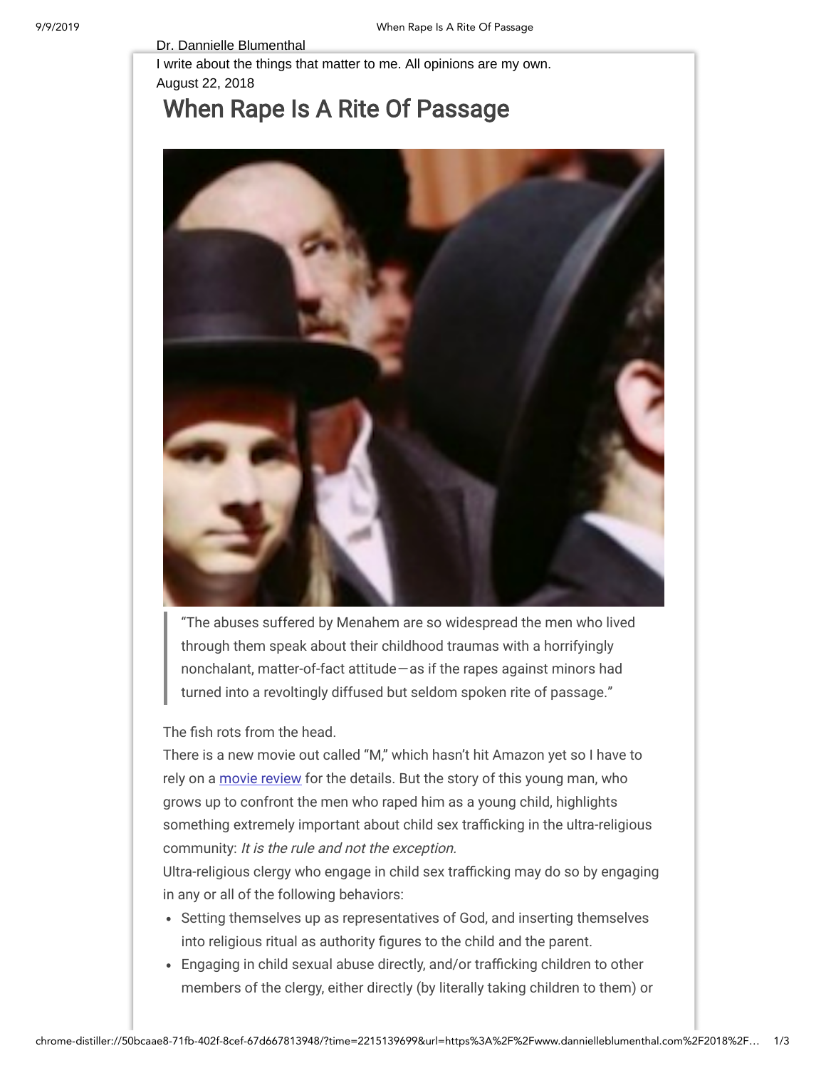Dr. Dannielle Blumenthal

I write about the things that matter to me. All opinions are my own.

August 22, 2018

# When Rape Is A Rite Of Passage

> "The abuses suffered by Menahem are so widespread the men who lived through them speak about their childhood traumas with a horrifyingly nonchalant, matter-of-fact attitude—as if the rapes against minors had turned into a revoltingly diffused but seldom spoken rite of passage."

The fish rots from the head.

There is a new movie out called "M," which hasn't hit Amazon yet so I have to rely on a movie review for the details. But the story of this young man, who grows up to confront the men who raped him as a young child, highlights something extremely important about child sex trafficking in the ultra-religious community: *It is the rule and not the exception.*

Ultra-religious clergy who engage in child sex trafficking may do so by engaging in any or all of the following behaviors:

- Setting themselves up as representatives of God, and inserting themselves into religious ritual as authority figures to the child and the parent.
- Engaging in child sexual abuse directly, and/or trafficking children to other members of the clergy, either directly (by literally taking children to them) or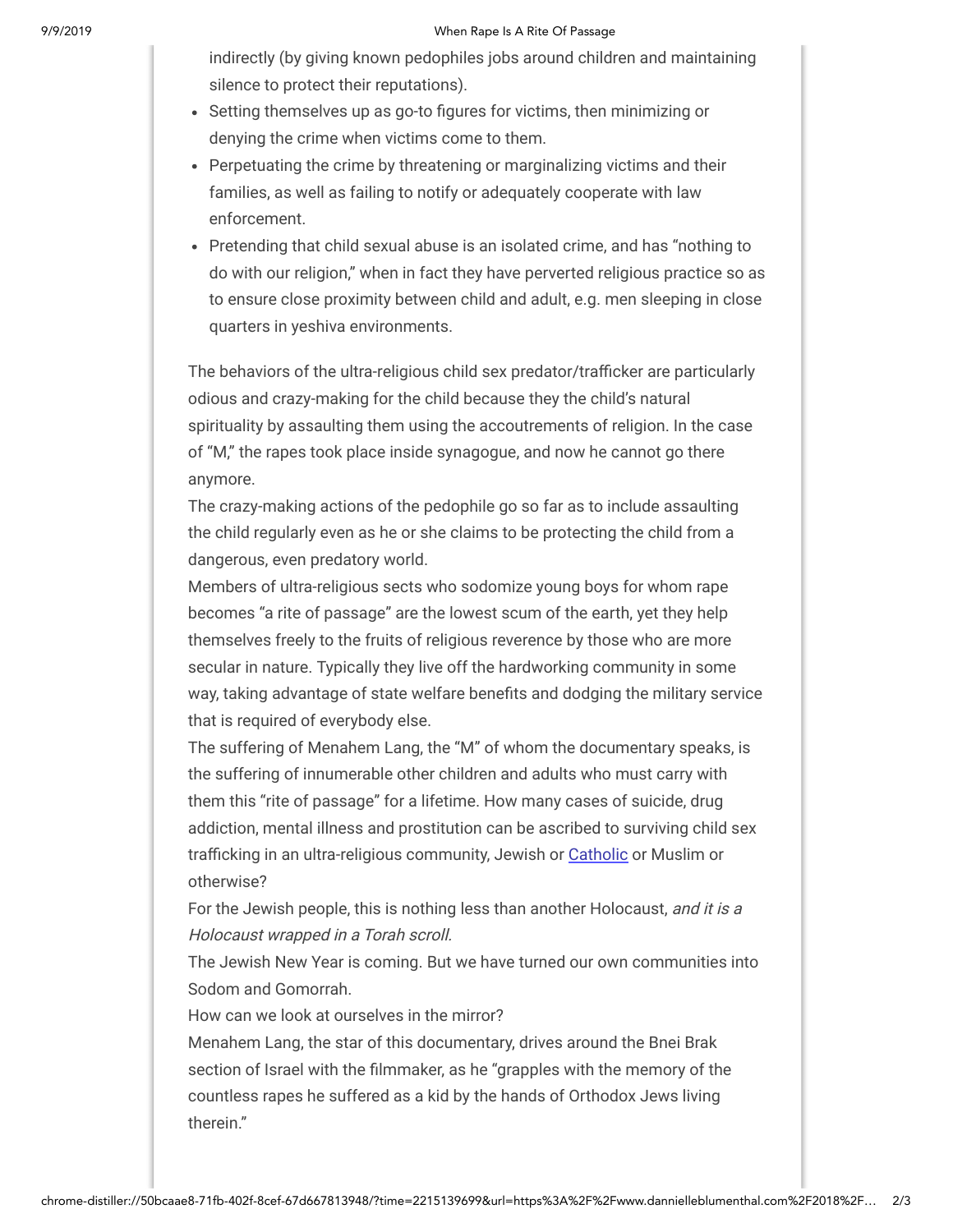indirectly (by giving known pedophiles jobs around children and maintaining silence to protect their reputations).

- Setting themselves up as go-to figures for victims, then minimizing or denying the crime when victims come to them.
- Perpetuating the crime by threatening or marginalizing victims and their families, as well as failing to notify or adequately cooperate with law enforcement.
- Pretending that child sexual abuse is an isolated crime, and has "nothing to do with our religion," when in fact they have perverted religious practice so as to ensure close proximity between child and adult, e.g. men sleeping in close quarters in yeshiva environments.

The behaviors of the ultra-religious child sex predator/trafficker are particularly odious and crazy-making for the child because they the child's natural spirituality by assaulting them using the accoutrements of religion. In the case of "M," the rapes took place inside synagogue, and now he cannot go there anymore.

The crazy-making actions of the pedophile go so far as to include assaulting the child regularly even as he or she claims to be protecting the child from a dangerous, even predatory world.

Members of ultra-religious sects who sodomize young boys for whom rape becomes "a rite of passage" are the lowest scum of the earth, yet they help themselves freely to the fruits of religious reverence by those who are more secular in nature. Typically they live off the hardworking community in some way, taking advantage of state welfare benefits and dodging the military service that is required of everybody else.

The suffering of Menahem Lang, the "M" of whom the documentary speaks, is the suffering of innumerable other children and adults who must carry with them this "rite of passage" for a lifetime. How many cases of suicide, drug addiction, mental illness and prostitution can be ascribed to surviving child sex trafficking in an ultra-religious community, Jewish or Catholic or Muslim or otherwise?

For the Jewish people, this is nothing less than another Holocaust, *and it is a Holocaust wrapped in a Torah scroll.*

The Jewish New Year is coming. But we have turned our own communities into Sodom and Gomorrah.

How can we look at ourselves in the mirror?

Menahem Lang, the star of this documentary, drives around the Bnei Brak section of Israel with the filmmaker, as he "grapples with the memory of the countless rapes he suffered as a kid by the hands of Orthodox Jews living therein."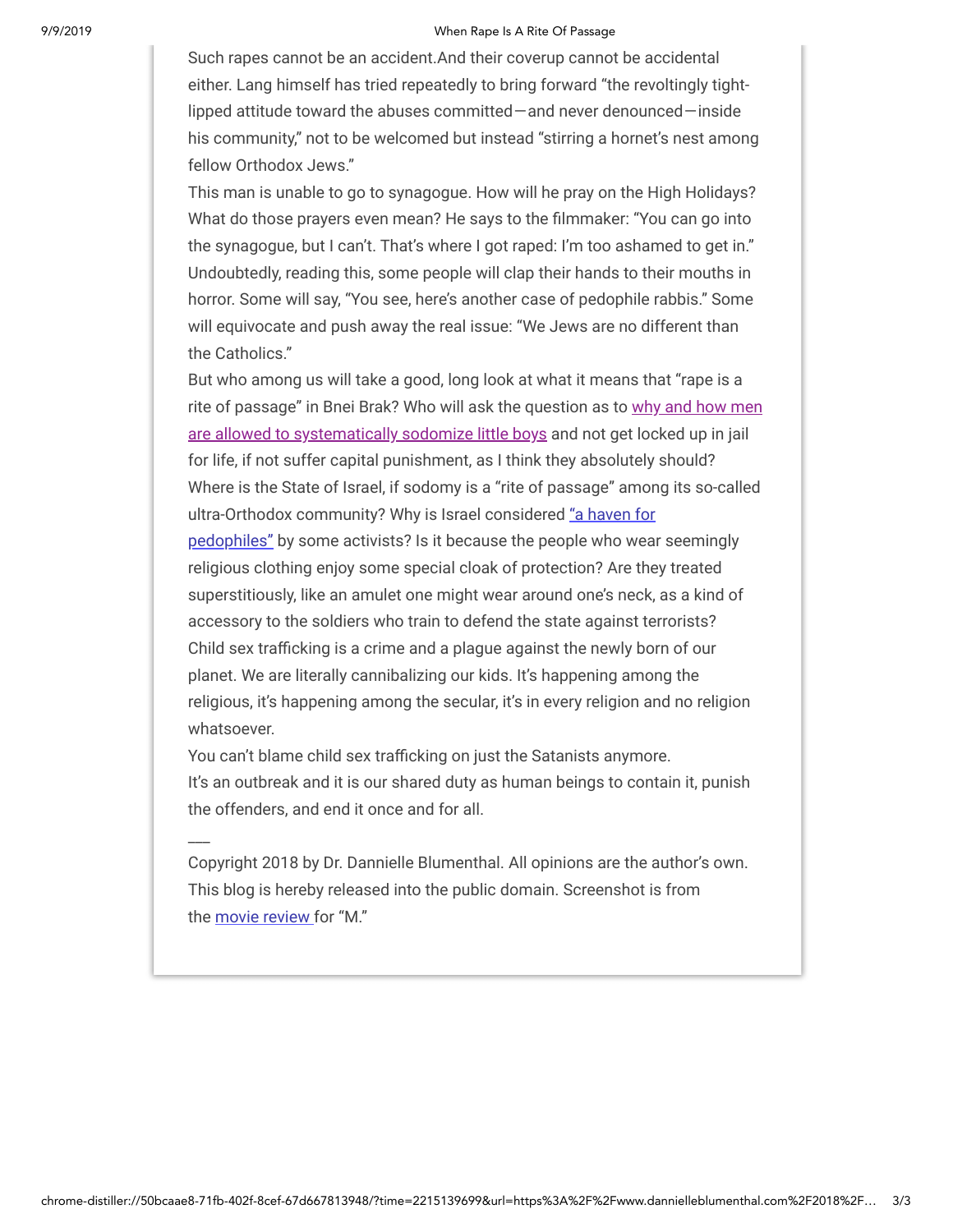Such rapes cannot be an accident.And their coverup cannot be accidental either. Lang himself has tried repeatedly to bring forward "the revoltingly tight-lipped attitude toward the abuses committed—and never denounced—inside his community," not to be welcomed but instead "stirring a hornet's nest among fellow Orthodox Jews."

This man is unable to go to synagogue. How will he pray on the High Holidays? What do those prayers even mean? He says to the filmmaker: "You can go into the synagogue, but I can't. That's where I got raped: I'm too ashamed to get in."

Undoubtedly, reading this, some people will clap their hands to their mouths in horror. Some will say, "You see, here's another case of pedophile rabbis." Some will equivocate and push away the real issue: "We Jews are no different than the Catholics."

But who among us will take a good, long look at what it means that "rape is a rite of passage" in Bnei Brak? Who will ask the question as to why and how men are allowed to systematically sodomize little boys and not get locked up in jail for life, if not suffer capital punishment, as I think they absolutely should?

Where is the State of Israel, if sodomy is a "rite of passage" among its so-called ultra-Orthodox community? Why is Israel considered "a haven for pedophiles" by some activists? Is it because the people who wear seemingly religious clothing enjoy some special cloak of protection? Are they treated superstitiously, like an amulet one might wear around one's neck, as a kind of accessory to the soldiers who train to defend the state against terrorists?

Child sex trafficking is a crime and a plague against the newly born of our planet. We are literally cannibalizing our kids. It's happening among the religious, it's happening among the secular, it's in every religion and no religion whatsoever.

You can't blame child sex trafficking on just the Satanists anymore.

It's an outbreak and it is our shared duty as human beings to contain it, punish the offenders, and end it once and for all.

—

Copyright 2018 by Dr. Dannielle Blumenthal. All opinions are the author's own. This blog is hereby released into the public domain. Screenshot is from the movie review for "M."